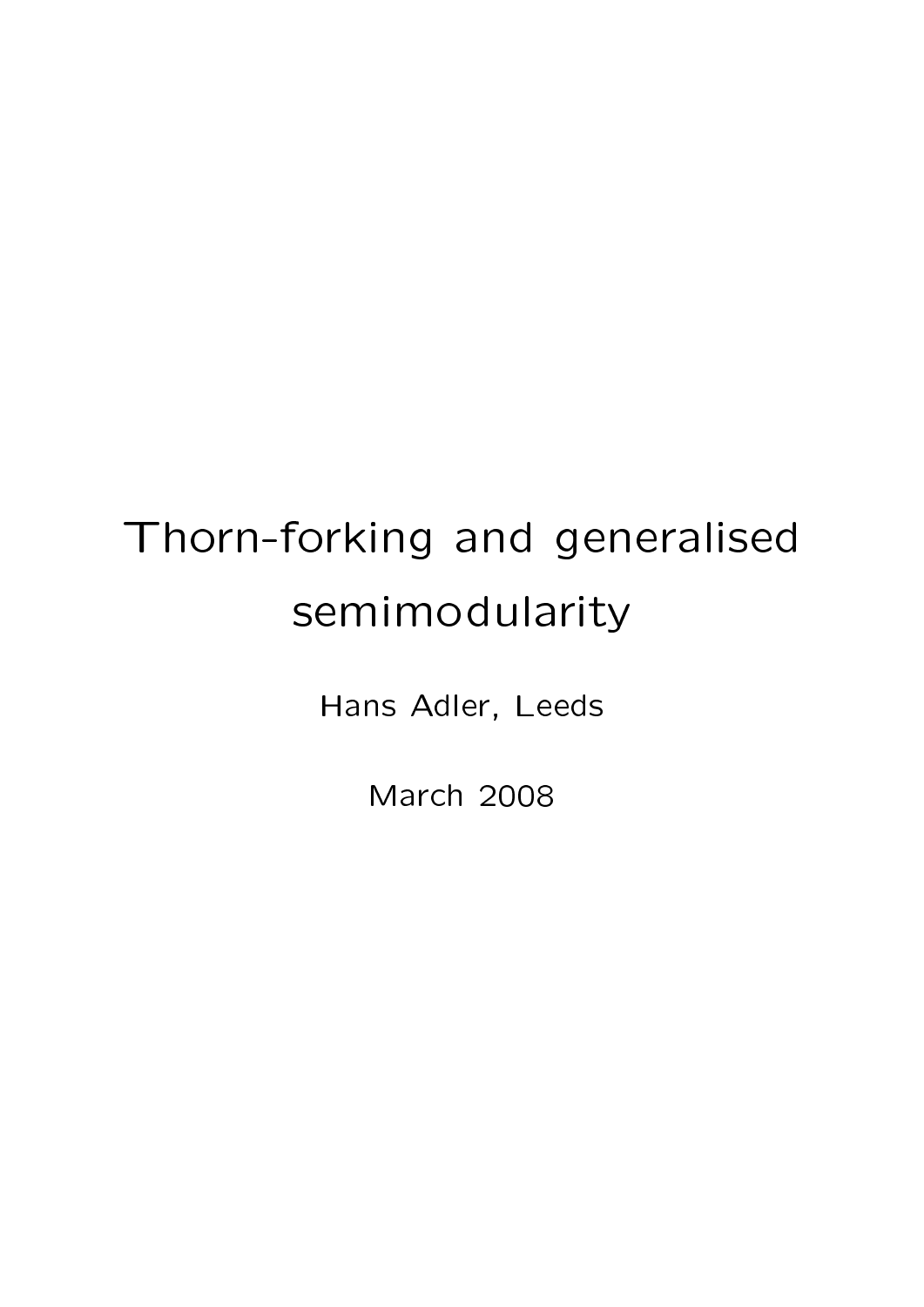# Thorn-forking and generalised semimodularity

Hans Adler, Leeds

March 2008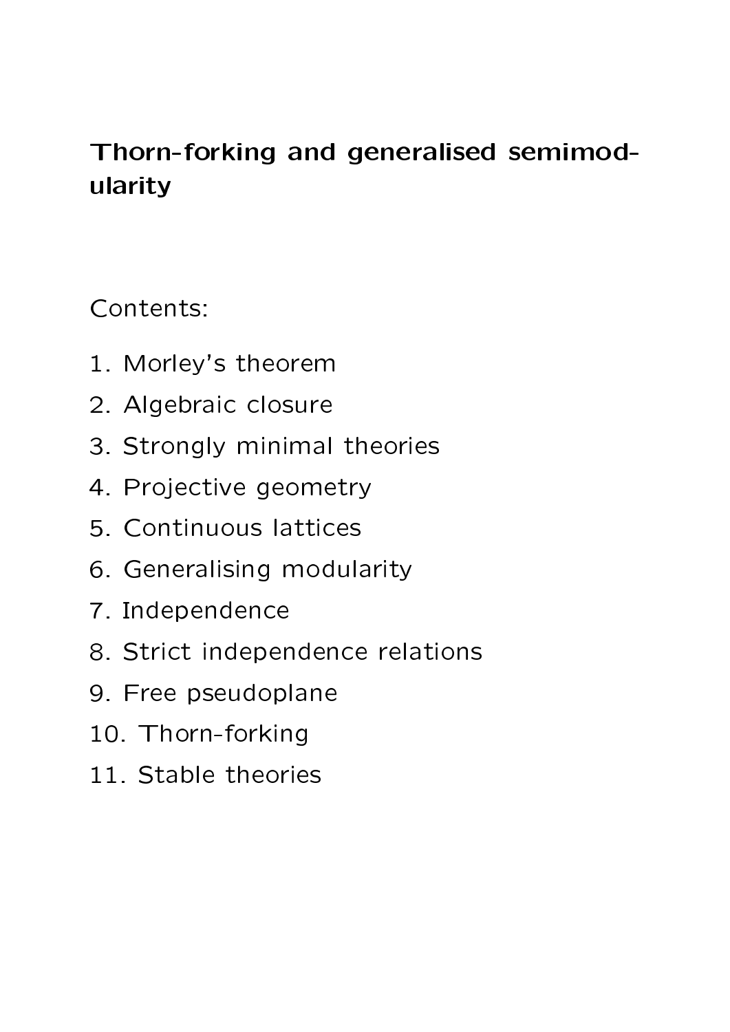**Thorn-forking and generalised semimodularity**

Contents:

1. Morley's theorem
2. Algebraic closure
3. Strongly minimal theories
4. Projective geometry
5. Continuous lattices
6. Generalising modularity
7. Independence
8. Strict independence relations
9. Free pseudoplane
10. Thorn-forking
11. Stable theories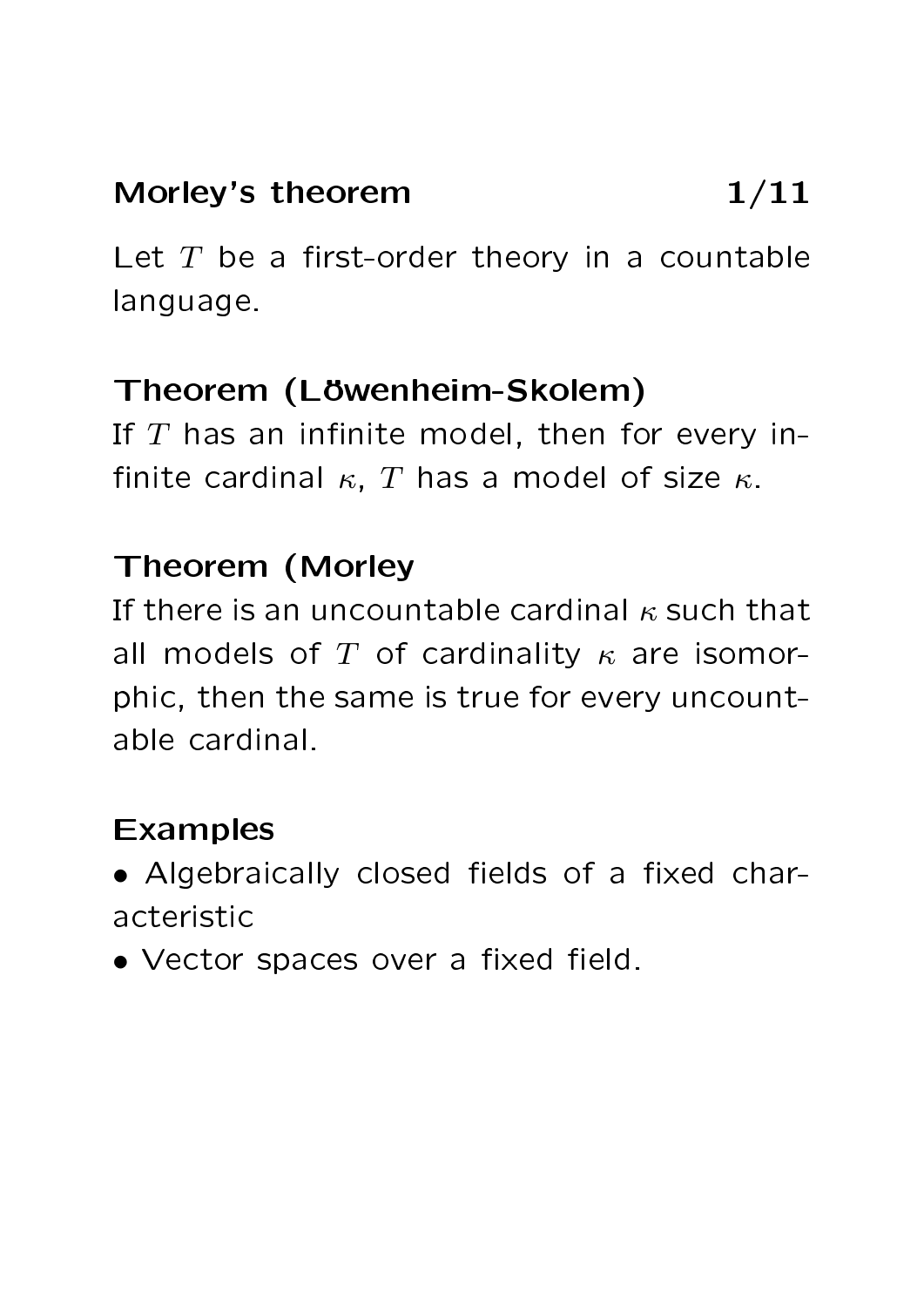## Morley's theorem

Let $T$ be a first-order theory in a countable language.

**Theorem (Löwenheim-Skolem)**
If $T$ has an infinite model, then for every infinite cardinal $\kappa$, $T$ has a model of size $\kappa$.

**Theorem (Morley**
If there is an uncountable cardinal $\kappa$ such that all models of $T$ of cardinality $\kappa$ are isomorphic, then the same is true for every uncountable cardinal.

**Examples**

- Algebraically closed fields of a fixed characteristic
- Vector spaces over a fixed field.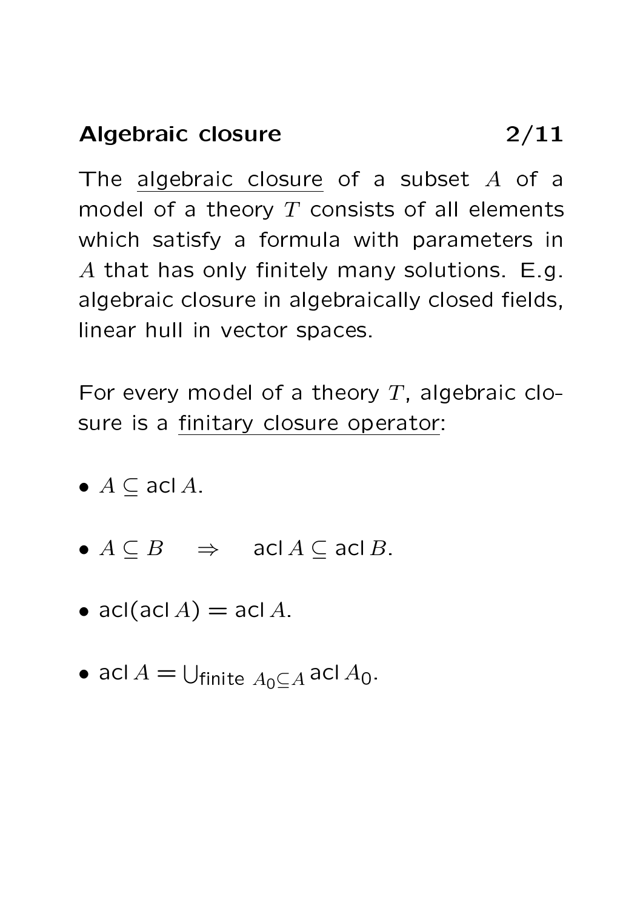## Algebraic closure

The <u>algebraic closure</u> of a subset $A$ of a model of a theory $T$ consists of all elements which satisfy a formula with parameters in $A$ that has only finitely many solutions. E.g. algebraic closure in algebraically closed fields, linear hull in vector spaces.

For every model of a theory $T$, algebraic closure is a <u>finitary closure operator</u>:

- $A \subseteq \operatorname{acl} A$.
- $A \subseteq B \quad \Rightarrow \quad \operatorname{acl} A \subseteq \operatorname{acl} B$.
- $\operatorname{acl}(\operatorname{acl} A) = \operatorname{acl} A$.
- $\operatorname{acl} A = \bigcup_{\text{finite } A_0 \subseteq A} \operatorname{acl} A_0$.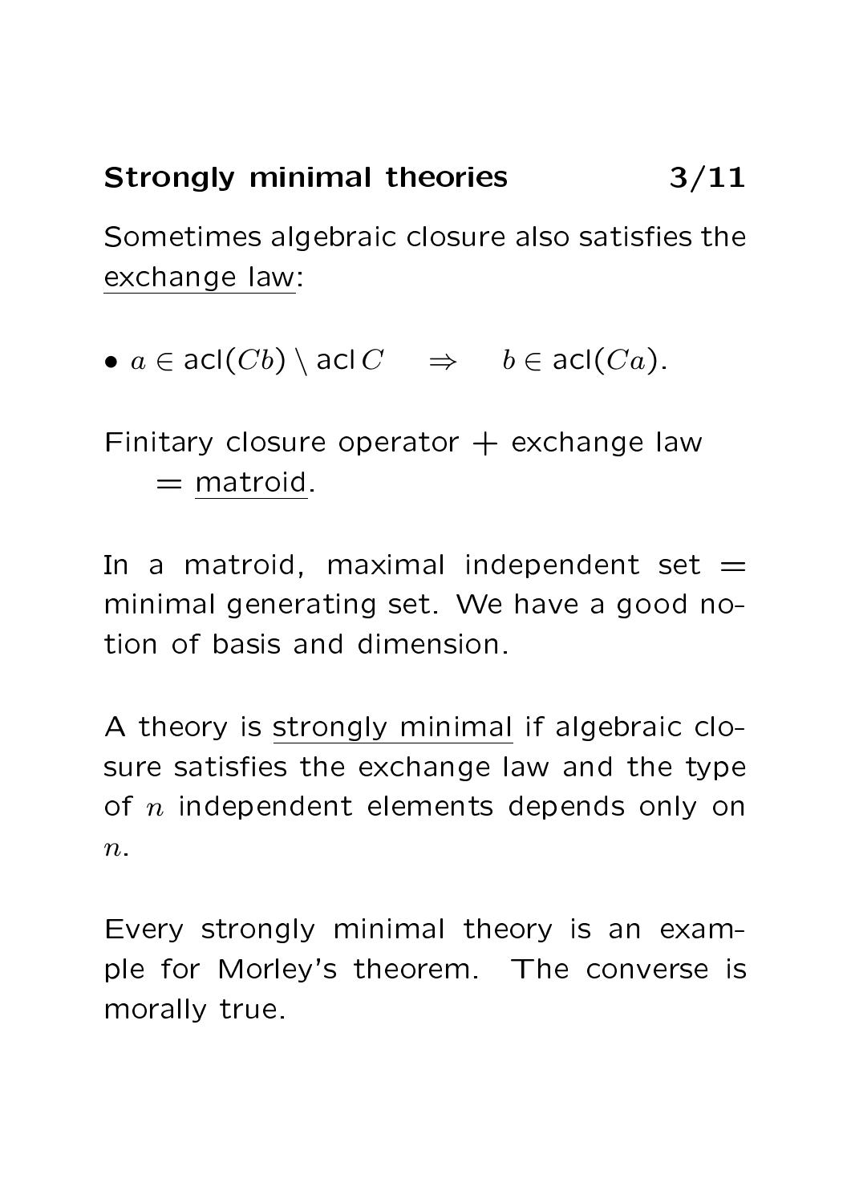## Strongly minimal theories

Sometimes algebraic closure also satisfies the exchange law:

- $a \in \mathsf{acl}(Cb) \setminus \mathsf{acl}\, C \quad \Rightarrow \quad b \in \mathsf{acl}(Ca)$.

Finitary closure operator + exchange law
= matroid.

In a matroid, maximal independent set = minimal generating set. We have a good notion of basis and dimension.

A theory is strongly minimal if algebraic closure satisfies the exchange law and the type of $n$ independent elements depends only on $n$.

Every strongly minimal theory is an example for Morley's theorem. The converse is morally true.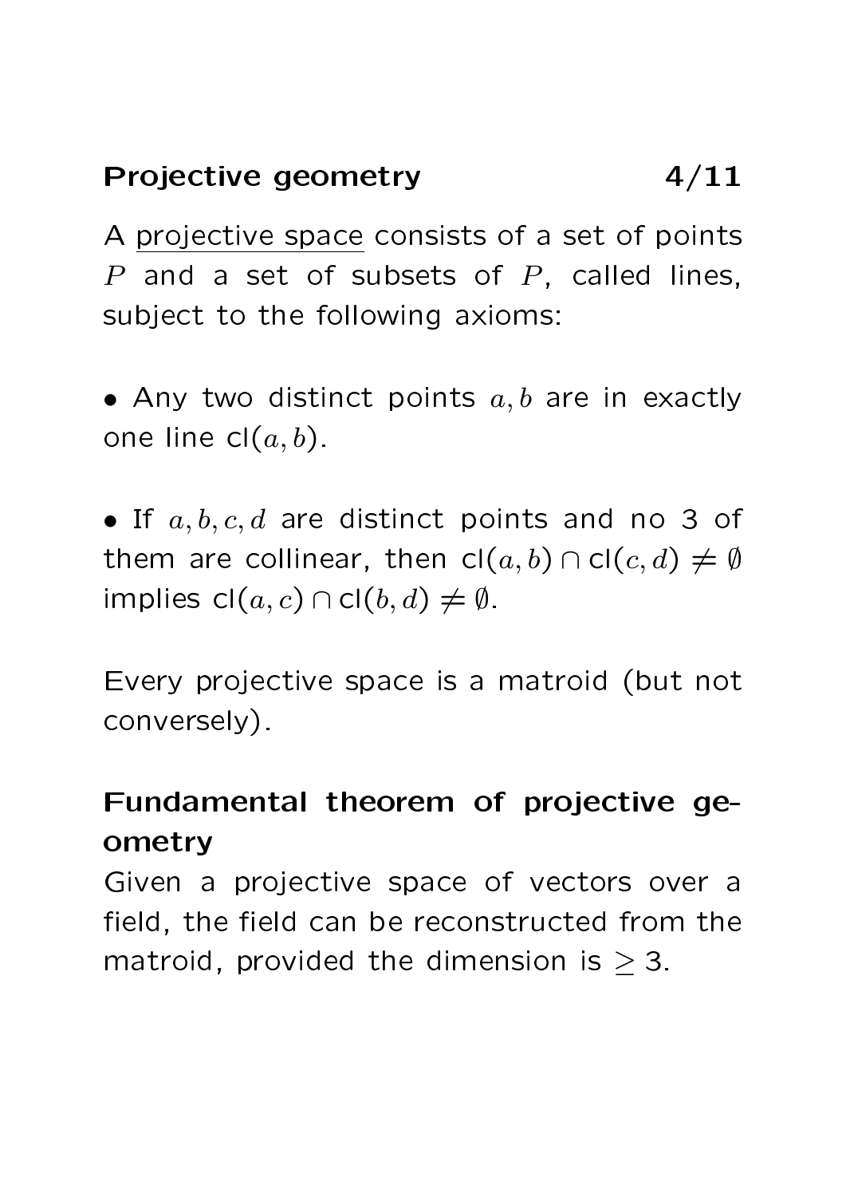## Projective geometry

A <u>projective space</u> consists of a set of points $P$ and a set of subsets of $P$, called lines, subject to the following axioms:

- Any two distinct points $a, b$ are in exactly one line $\mathsf{cl}(a, b)$.

- If $a, b, c, d$ are distinct points and no 3 of them are collinear, then $\mathsf{cl}(a, b) \cap \mathsf{cl}(c, d) \neq \emptyset$ implies $\mathsf{cl}(a, c) \cap \mathsf{cl}(b, d) \neq \emptyset$.

Every projective space is a matroid (but not conversely).

## Fundamental theorem of projective geometry

Given a projective space of vectors over a field, the field can be reconstructed from the matroid, provided the dimension is $\geq 3$.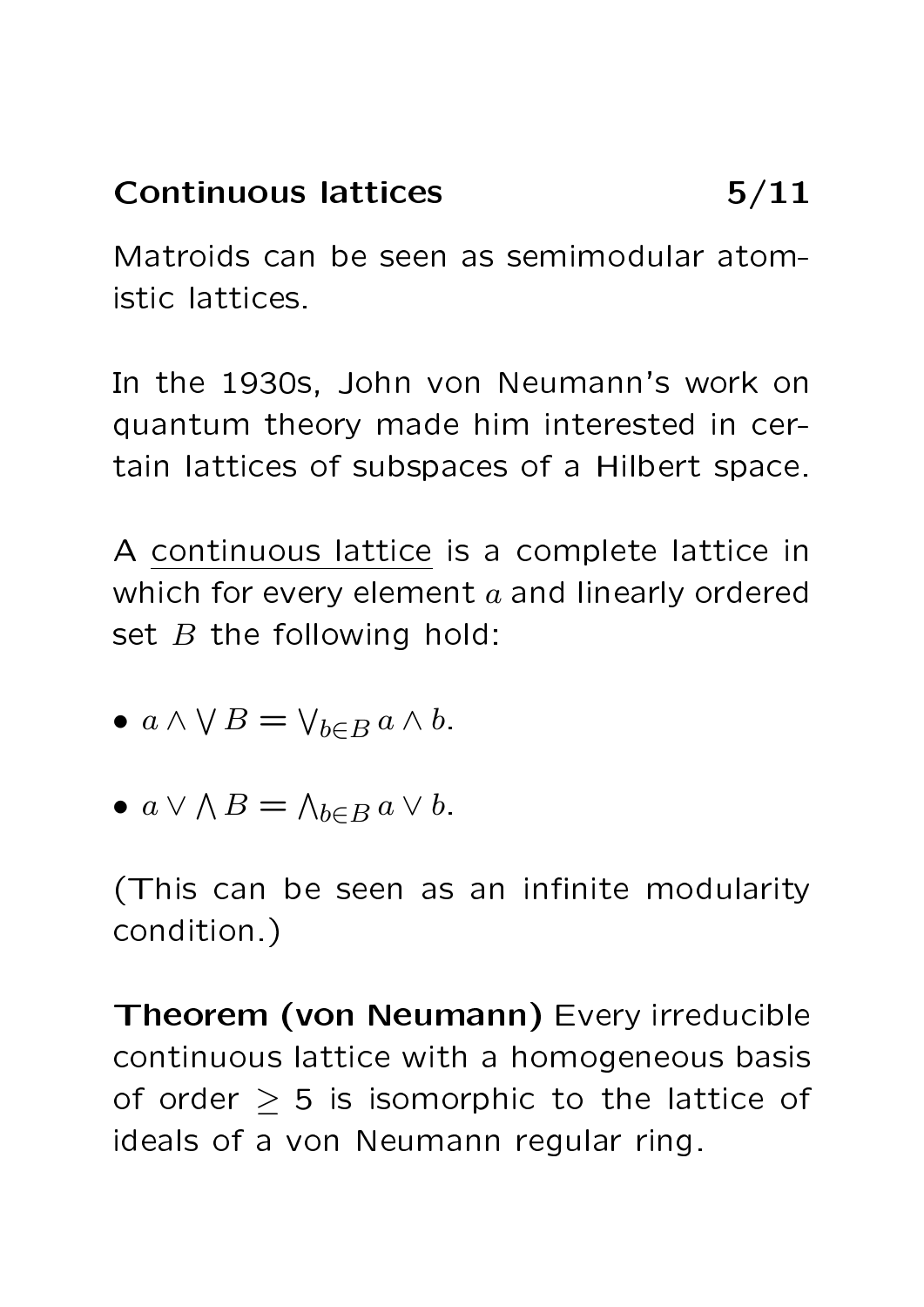# Continuous lattices

Matroids can be seen as semimodular atomistic lattices.

In the 1930s, John von Neumann's work on quantum theory made him interested in certain lattices of subspaces of a Hilbert space.

A continuous lattice is a complete lattice in which for every element $a$ and linearly ordered set $B$ the following hold:

- $a \wedge \bigvee B = \bigvee_{b \in B} a \wedge b$.
- $a \vee \bigwedge B = \bigwedge_{b \in B} a \vee b$.

(This can be seen as an infinite modularity condition.)

**Theorem (von Neumann)** Every irreducible continuous lattice with a homogeneous basis of order $\geq 5$ is isomorphic to the lattice of ideals of a von Neumann regular ring.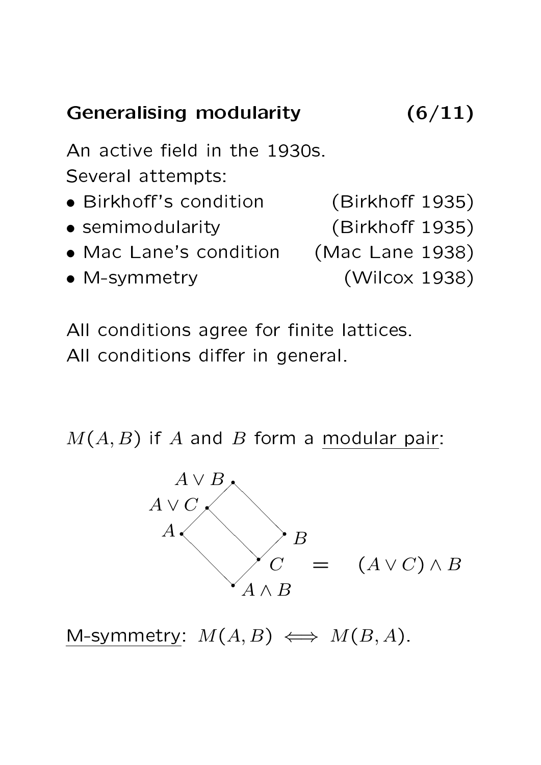## Generalising modularity (6/11)

An active field in the 1930s.
Several attempts:

- Birkhoff's condition (Birkhoff 1935)
- semimodularity (Birkhoff 1935)
- Mac Lane's condition (Mac Lane 1938)
- M-symmetry (Wilcox 1938)

All conditions agree for finite lattices.
All conditions differ in general.

$M(A, B)$ if $A$ and $B$ form a <u>modular pair</u>:

$A \vee B$, $A \vee C$, $A$, $B$, $C$, $A \wedge B$

$$C = (A \vee C) \wedge B$$

<u>M-symmetry</u>: $M(A, B) \iff M(B, A)$.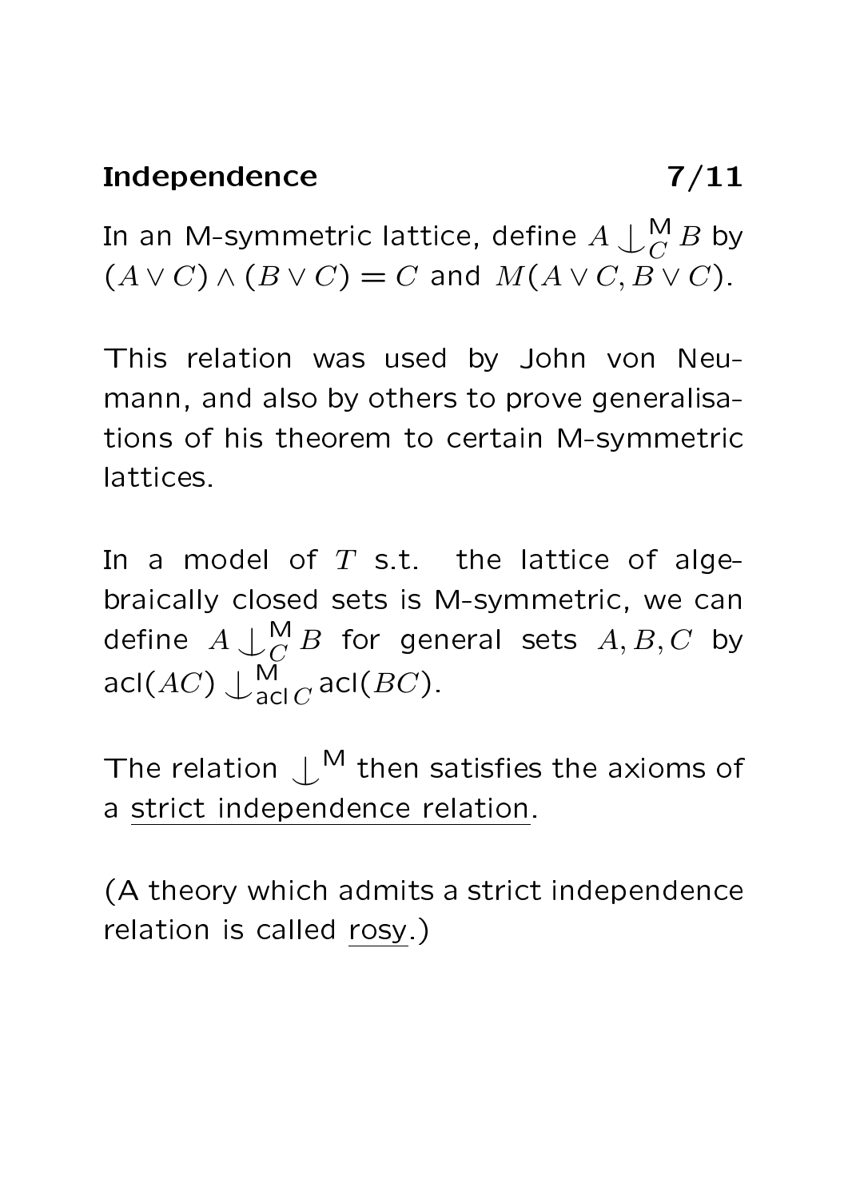## Independence

In an M-symmetric lattice, define $A \mathop{\smile\!\!\!\!\!\!\mid}^{\mathsf{M}}_{C} B$ by $(A \vee C) \wedge (B \vee C) = C$ and $M(A \vee C, B \vee C)$.

This relation was used by John von Neumann, and also by others to prove generalisations of his theorem to certain M-symmetric lattices.

In a model of $T$ s.t. the lattice of algebraically closed sets is M-symmetric, we can define $A \mathop{\smile\!\!\!\!\!\!\mid}^{\mathsf{M}}_{C} B$ for general sets $A, B, C$ by $\mathrm{acl}(AC) \mathop{\smile\!\!\!\!\!\!\mid}^{\mathsf{M}}_{\mathrm{acl}\, C} \mathrm{acl}(BC)$.

The relation $\mathop{\smile\!\!\!\!\!\!\mid}^{\mathsf{M}}$ then satisfies the axioms of a <u>strict independence relation</u>.

(A theory which admits a strict independence relation is called <u>rosy</u>.)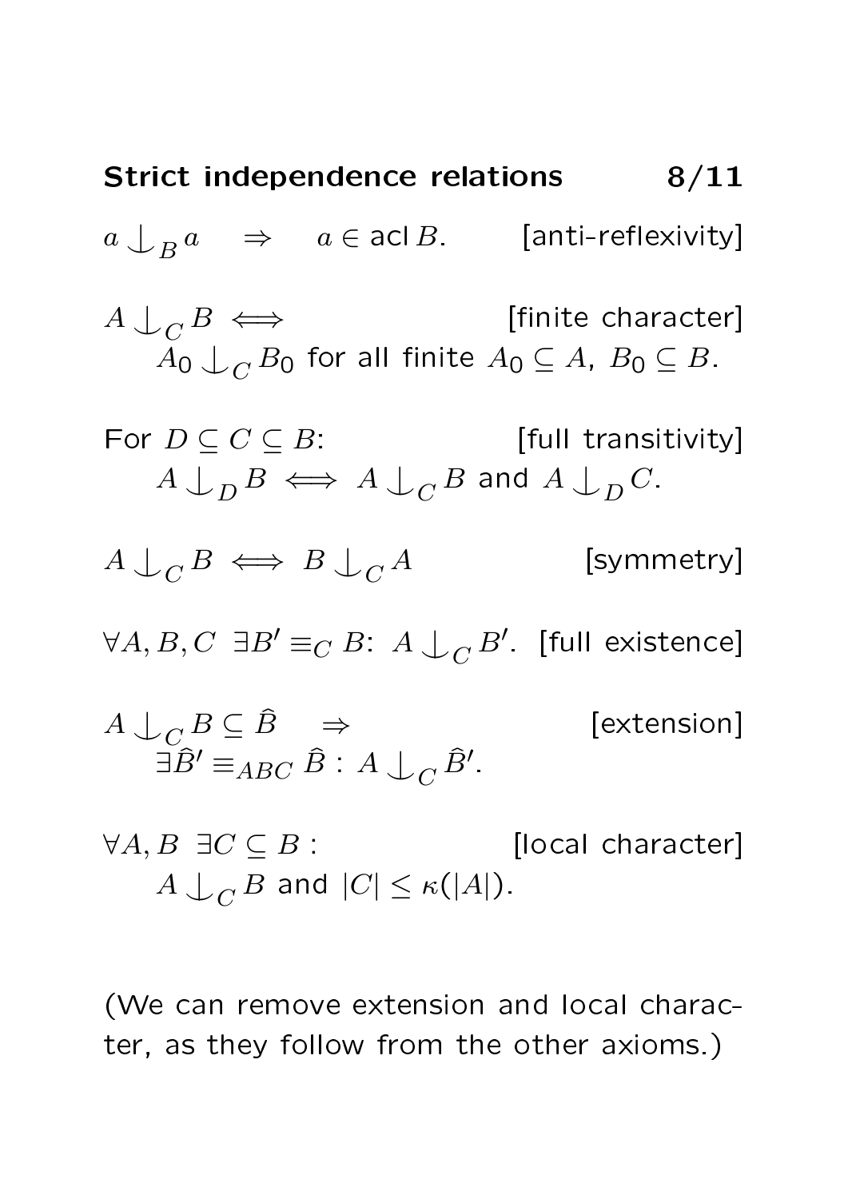## Strict independence relations

$a \mathop{\smile\!\!\!\!\!\!\;|}_B a \quad \Rightarrow \quad a \in \operatorname{acl} B$. [anti-reflexivity]

$A \mathop{\smile\!\!\!\!\!\!\;|}_C B \iff$ [finite character]
$A_0 \mathop{\smile\!\!\!\!\!\!\;|}_C B_0$ for all finite $A_0 \subseteq A$, $B_0 \subseteq B$.

For $D \subseteq C \subseteq B$: [full transitivity]
$A \mathop{\smile\!\!\!\!\!\!\;|}_D B \iff A \mathop{\smile\!\!\!\!\!\!\;|}_C B$ and $A \mathop{\smile\!\!\!\!\!\!\;|}_D C$.

$A \mathop{\smile\!\!\!\!\!\!\;|}_C B \iff B \mathop{\smile\!\!\!\!\!\!\;|}_C A$ [symmetry]

$\forall A, B, C \;\; \exists B' \equiv_C B$: $A \mathop{\smile\!\!\!\!\!\!\;|}_C B'$. [full existence]

$A \mathop{\smile\!\!\!\!\!\!\;|}_C B \subseteq \hat{B} \quad \Rightarrow$ [extension]
$\exists \hat{B}' \equiv_{ABC} \hat{B} : A \mathop{\smile\!\!\!\!\!\!\;|}_C \hat{B}'$.

$\forall A, B \;\; \exists C \subseteq B :$ [local character]
$A \mathop{\smile\!\!\!\!\!\!\;|}_C B$ and $|C| \leq \kappa(|A|)$.

(We can remove extension and local character, as they follow from the other axioms.)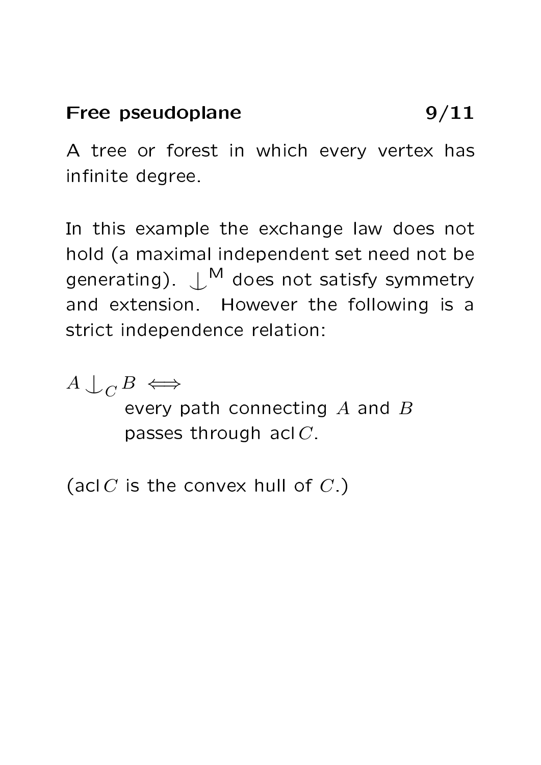## Free pseudoplane

A tree or forest in which every vertex has infinite degree.

In this example the exchange law does not hold (a maximal independent set need not be generating). $\mathop{\smile}\limits^{\mathsf{M}}$ does not satisfy symmetry and extension. However the following is a strict independence relation:

$A \mathop{\smile}_C B \iff$
every path connecting $A$ and $B$
passes through $\operatorname{acl} C$.

($\operatorname{acl} C$ is the convex hull of $C$.)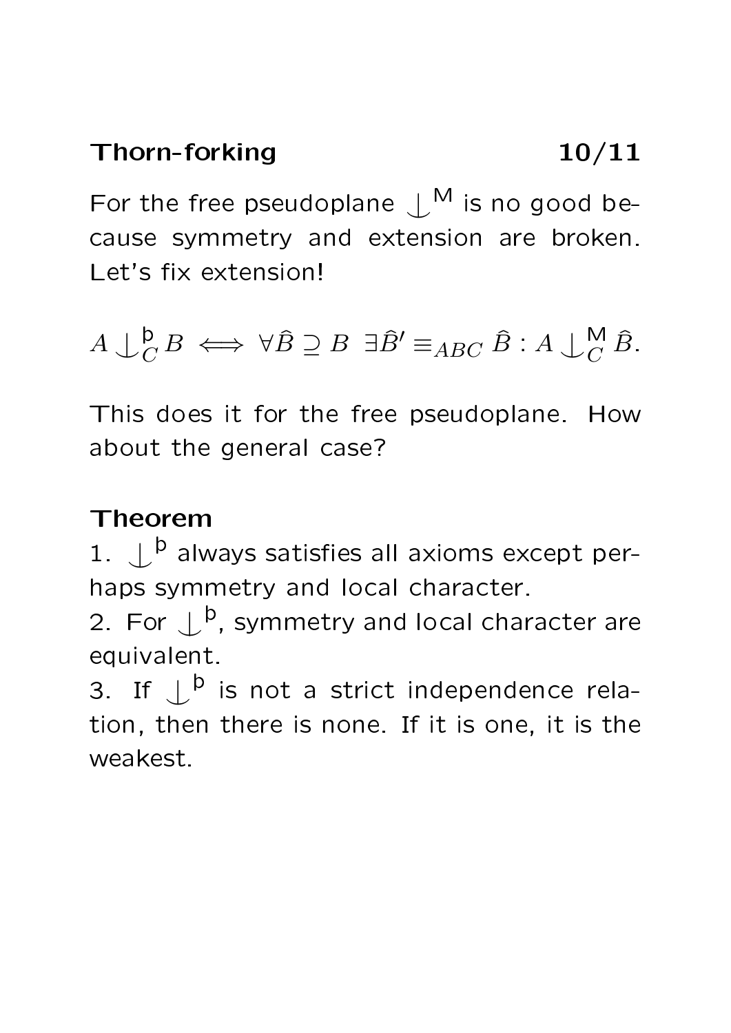## Thorn-forking

For the free pseudoplane $\mathop{\smile\hskip-0.9em ^| \ }^{\mathsf{M}}$ is no good because symmetry and extension are broken. Let's fix extension!

$$A \mathop{\smile\hskip-0.9em ^| \ }^{\mathsf{þ}}_C B \iff \forall \hat{B} \supseteq B \ \exists \hat{B}' \equiv_{ABC} \hat{B} : A \mathop{\smile\hskip-0.9em ^| \ }^{\mathsf{M}}_C \hat{B}.$$

This does it for the free pseudoplane. How about the general case?

**Theorem**

1. $\mathop{\smile\hskip-0.9em ^| \ }^{\mathsf{þ}}$ always satisfies all axioms except perhaps symmetry and local character.
2. For $\mathop{\smile\hskip-0.9em ^| \ }^{\mathsf{þ}}$, symmetry and local character are equivalent.
3. If $\mathop{\smile\hskip-0.9em ^| \ }^{\mathsf{þ}}$ is not a strict independence relation, then there is none. If it is one, it is the weakest.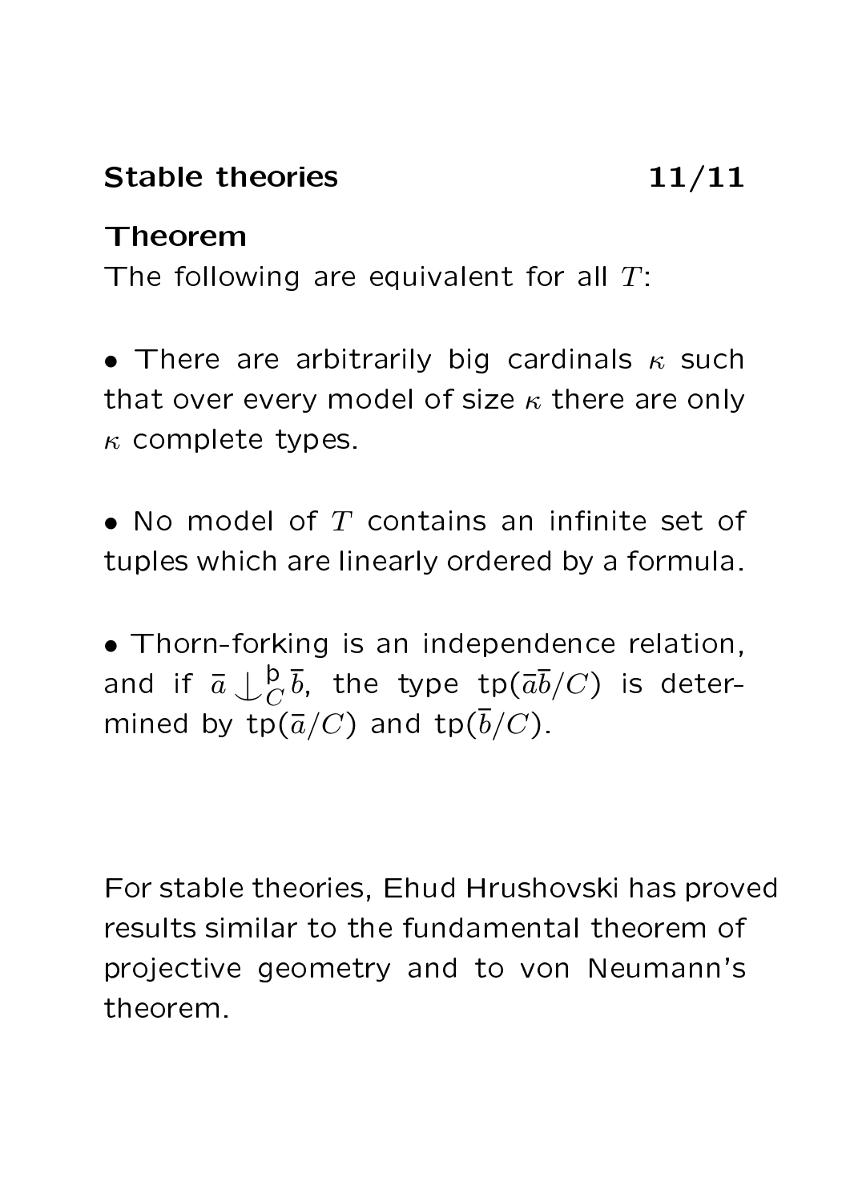## Stable theories

**Theorem**
The following are equivalent for all $T$:

- There are arbitrarily big cardinals $\kappa$ such that over every model of size $\kappa$ there are only $\kappa$ complete types.

- No model of $T$ contains an infinite set of tuples which are linearly ordered by a formula.

- Thorn-forking is an independence relation, and if $\bar{a} \mathop{\smile\!\!\!\!\!\mid}^{\text{þ}}_{C} \bar{b}$, the type $\text{tp}(\bar{a}\bar{b}/C)$ is determined by $\text{tp}(\bar{a}/C)$ and $\text{tp}(\bar{b}/C)$.

For stable theories, Ehud Hrushovski has proved results similar to the fundamental theorem of projective geometry and to von Neumann's theorem.